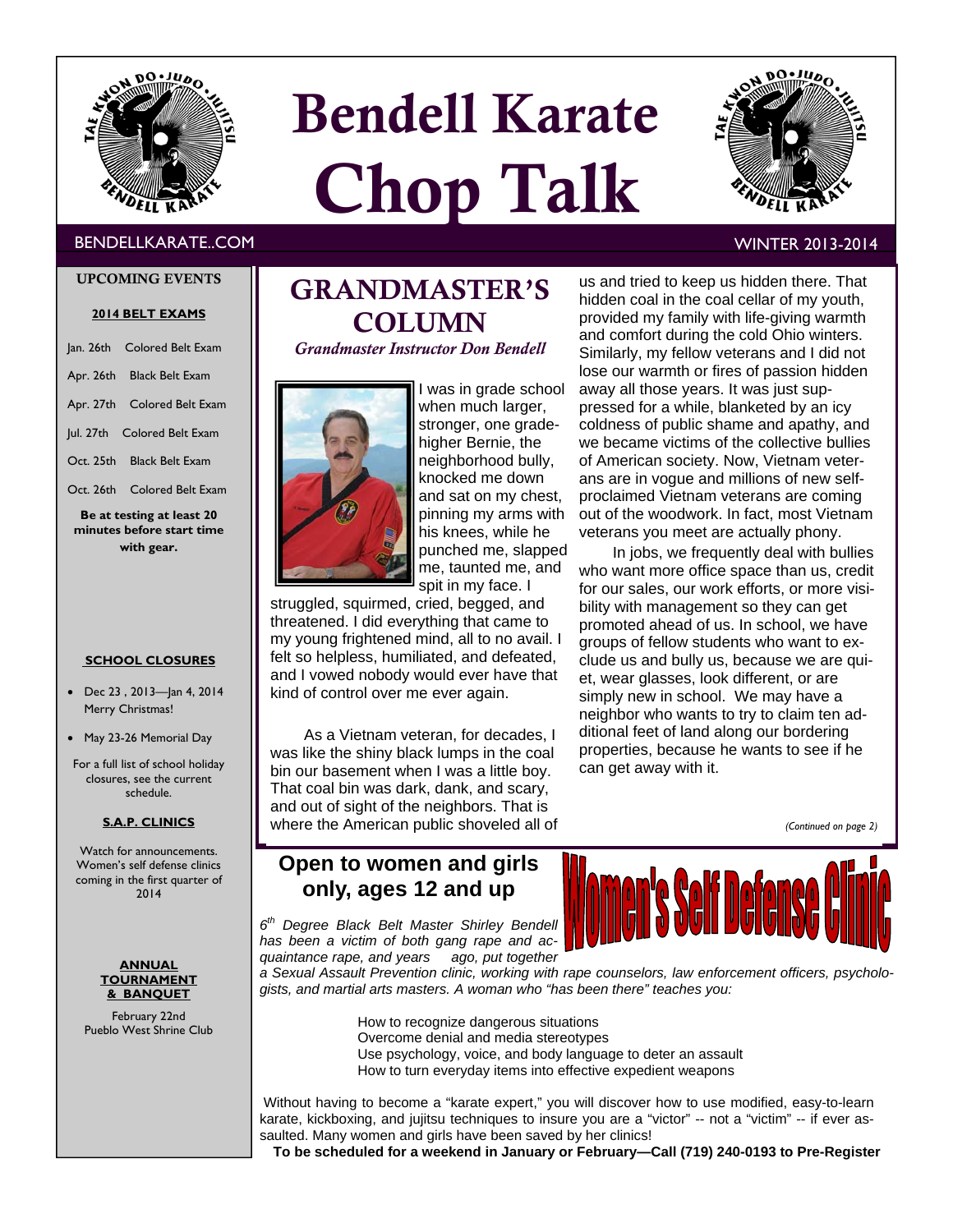# Bendell Karate Chop Talk

BENDELLKARATE..COM

WINTER 2013-2014

## UPCOMING EVENTS

**2014 BELT EXAMS**

Jan. 26th Colored Belt Exam

Apr. 26th Black Belt Exam

Apr. 27th Colored Belt Exam

Jul. 27th Colored Belt Exam

Oct. 25th Black Belt Exam

Oct. 26th Colored Belt Exam

**Be at testing at least 20 minutes before start time with gear.**

**SCHOOL CLOSURES**

- Dec 23 , 2013—Jan 4, 2014 Merry Christmas!
- May 23-26 Memorial Day

For a full list of school holiday closures, see the current schedule.

**S.A.P. CLINICS**

Watch for announcements. Women's self defense clinics coming in the first quarter of 2014

**ANNUAL TOURNAMENT & BANQUET**

February 22nd
Pueblo West Shrine Club

## GRANDMASTER'S COLUMN

*Grandmaster Instructor Don Bendell*

I was in grade school when much larger, stronger, one grade-higher Bernie, the neighborhood bully, knocked me down and sat on my chest, pinning my arms with his knees, while he punched me, slapped me, taunted me, and spit in my face. I struggled, squirmed, cried, begged, and threatened. I did everything that came to my young frightened mind, all to no avail. I felt so helpless, humiliated, and defeated, and I vowed nobody would ever have that kind of control over me ever again.

As a Vietnam veteran, for decades, I was like the shiny black lumps in the coal bin our basement when I was a little boy. That coal bin was dark, dank, and scary, and out of sight of the neighbors. That is where the American public shoveled all of us and tried to keep us hidden there. That hidden coal in the coal cellar of my youth, provided my family with life-giving warmth and comfort during the cold Ohio winters. Similarly, my fellow veterans and I did not lose our warmth or fires of passion hidden away all those years. It was just suppressed for a while, blanketed by an icy coldness of public shame and apathy, and we became victims of the collective bullies of American society. Now, Vietnam veterans are in vogue and millions of new self-proclaimed Vietnam veterans are coming out of the woodwork. In fact, most Vietnam veterans you meet are actually phony.

In jobs, we frequently deal with bullies who want more office space than us, credit for our sales, our work efforts, or more visibility with management so they can get promoted ahead of us. In school, we have groups of fellow students who want to exclude us and bully us, because we are quiet, wear glasses, look different, or are simply new in school. We may have a neighbor who wants to try to claim ten additional feet of land along our bordering properties, because he wants to see if he can get away with it.

*(Continued on page 2)*

## Open to women and girls only, ages 12 and up

## Women's Self Defense Clinic

*6th Degree Black Belt Master Shirley Bendell has been a victim of both gang rape and acquaintance rape, and years ago, put together a Sexual Assault Prevention clinic, working with rape counselors, law enforcement officers, psychologists, and martial arts masters. A woman who "has been there" teaches you:*

How to recognize dangerous situations
Overcome denial and media stereotypes
Use psychology, voice, and body language to deter an assault
How to turn everyday items into effective expedient weapons

Without having to become a "karate expert," you will discover how to use modified, easy-to-learn karate, kickboxing, and jujitsu techniques to insure you are a "victor" -- not a "victim" -- if ever assaulted. Many women and girls have been saved by her clinics!

**To be scheduled for a weekend in January or February—Call (719) 240-0193 to Pre-Register**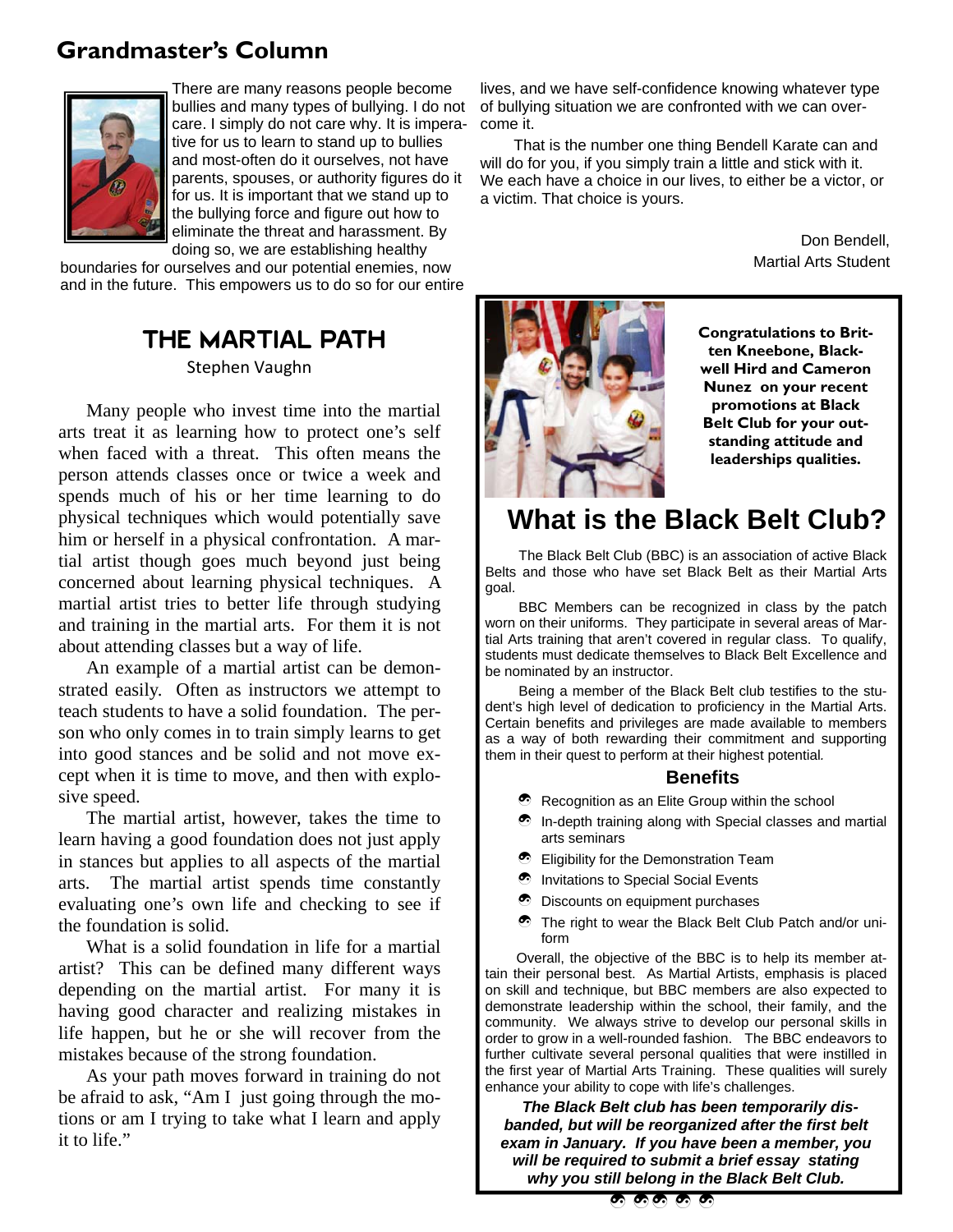## Grandmaster's Column

There are many reasons people become bullies and many types of bullying. I do not care. I simply do not care why. It is imperative for us to learn to stand up to bullies and most-often do it ourselves, not have parents, spouses, or authority figures do it for us. It is important that we stand up to the bullying force and figure out how to eliminate the threat and harassment. By doing so, we are establishing healthy boundaries for ourselves and our potential enemies, now and in the future. This empowers us to do so for our entire lives, and we have self-confidence knowing whatever type of bullying situation we are confronted with we can overcome it.

That is the number one thing Bendell Karate can and will do for you, if you simply train a little and stick with it. We each have a choice in our lives, to either be a victor, or a victim. That choice is yours.

Don Bendell,
Martial Arts Student

## THE MARTIAL PATH

Stephen Vaughn

Many people who invest time into the martial arts treat it as learning how to protect one's self when faced with a threat. This often means the person attends classes once or twice a week and spends much of his or her time learning to do physical techniques which would potentially save him or herself in a physical confrontation. A martial artist though goes much beyond just being concerned about learning physical techniques. A martial artist tries to better life through studying and training in the martial arts. For them it is not about attending classes but a way of life.

An example of a martial artist can be demonstrated easily. Often as instructors we attempt to teach students to have a solid foundation. The person who only comes in to train simply learns to get into good stances and be solid and not move except when it is time to move, and then with explosive speed.

The martial artist, however, takes the time to learn having a good foundation does not just apply in stances but applies to all aspects of the martial arts. The martial artist spends time constantly evaluating one's own life and checking to see if the foundation is solid.

What is a solid foundation in life for a martial artist? This can be defined many different ways depending on the martial artist. For many it is having good character and realizing mistakes in life happen, but he or she will recover from the mistakes because of the strong foundation.

As your path moves forward in training do not be afraid to ask, "Am I just going through the motions or am I trying to take what I learn and apply it to life."

**Congratulations to Britten Kneebone, Blackwell Hird and Cameron Nunez on your recent promotions at Black Belt Club for your outstanding attitude and leaderships qualities.**

## What is the Black Belt Club?

The Black Belt Club (BBC) is an association of active Black Belts and those who have set Black Belt as their Martial Arts goal.

BBC Members can be recognized in class by the patch worn on their uniforms. They participate in several areas of Martial Arts training that aren't covered in regular class. To qualify, students must dedicate themselves to Black Belt Excellence and be nominated by an instructor.

Being a member of the Black Belt club testifies to the student's high level of dedication to proficiency in the Martial Arts. Certain benefits and privileges are made available to members as a way of both rewarding their commitment and supporting them in their quest to perform at their highest potential.

### Benefits

- Recognition as an Elite Group within the school
- In-depth training along with Special classes and martial arts seminars
- Eligibility for the Demonstration Team
- Invitations to Special Social Events
- Discounts on equipment purchases
- The right to wear the Black Belt Club Patch and/or uniform

Overall, the objective of the BBC is to help its member attain their personal best. As Martial Artists, emphasis is placed on skill and technique, but BBC members are also expected to demonstrate leadership within the school, their family, and the community. We always strive to develop our personal skills in order to grow in a well-rounded fashion. The BBC endeavors to further cultivate several personal qualities that were instilled in the first year of Martial Arts Training. These qualities will surely enhance your ability to cope with life's challenges.

***The Black Belt club has been temporarily disbanded, but will be reorganized after the first belt exam in January. If you have been a member, you will be required to submit a brief essay stating why you still belong in the Black Belt Club.***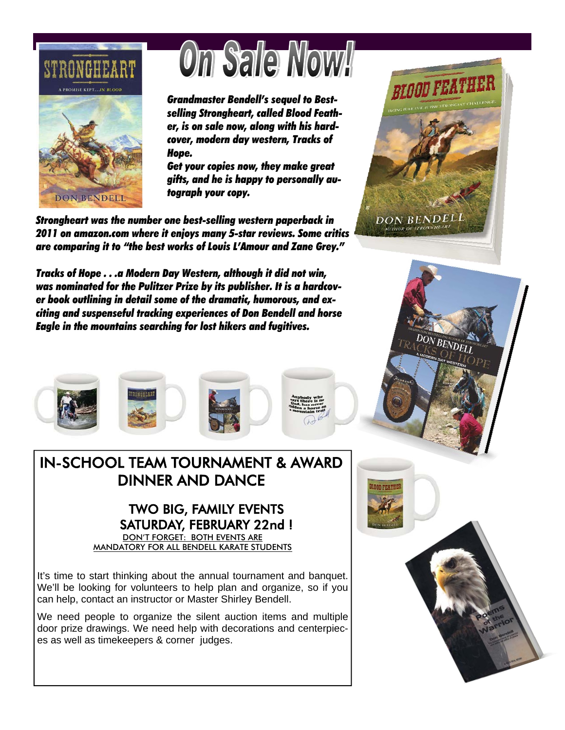# On Sale Now!

***Grandmaster Bendell's sequel to Best-selling Strongheart, called Blood Feather, is on sale now, along with his hardcover, modern day western, Tracks of Hope.***

***Get your copies now, they make great gifts, and he is happy to personally autograph your copy.***

***Strongheart was the number one best-selling western paperback in 2011 on amazon.com where it enjoys many 5-star reviews. Some critics are comparing it to "the best works of Louis L'Amour and Zane Grey."***

***Tracks of Hope . . .a Modern Day Western, although it did not win, was nominated for the Pulitzer Prize by its publisher. It is a hardcover book outlining in detail some of the dramatic, humorous, and exciting and suspenseful tracking experiences of Don Bendell and horse Eagle in the mountains searching for lost hikers and fugitives.***

## IN-SCHOOL TEAM TOURNAMENT & AWARD DINNER AND DANCE

### TWO BIG, FAMILY EVENTS SATURDAY, FEBRUARY 22nd !

DON'T FORGET: BOTH EVENTS ARE MANDATORY FOR ALL BENDELL KARATE STUDENTS

It's time to start thinking about the annual tournament and banquet. We'll be looking for volunteers to help plan and organize, so if you can help, contact an instructor or Master Shirley Bendell.

We need people to organize the silent auction items and multiple door prize drawings. We need help with decorations and centerpieces as well as timekeepers & corner judges.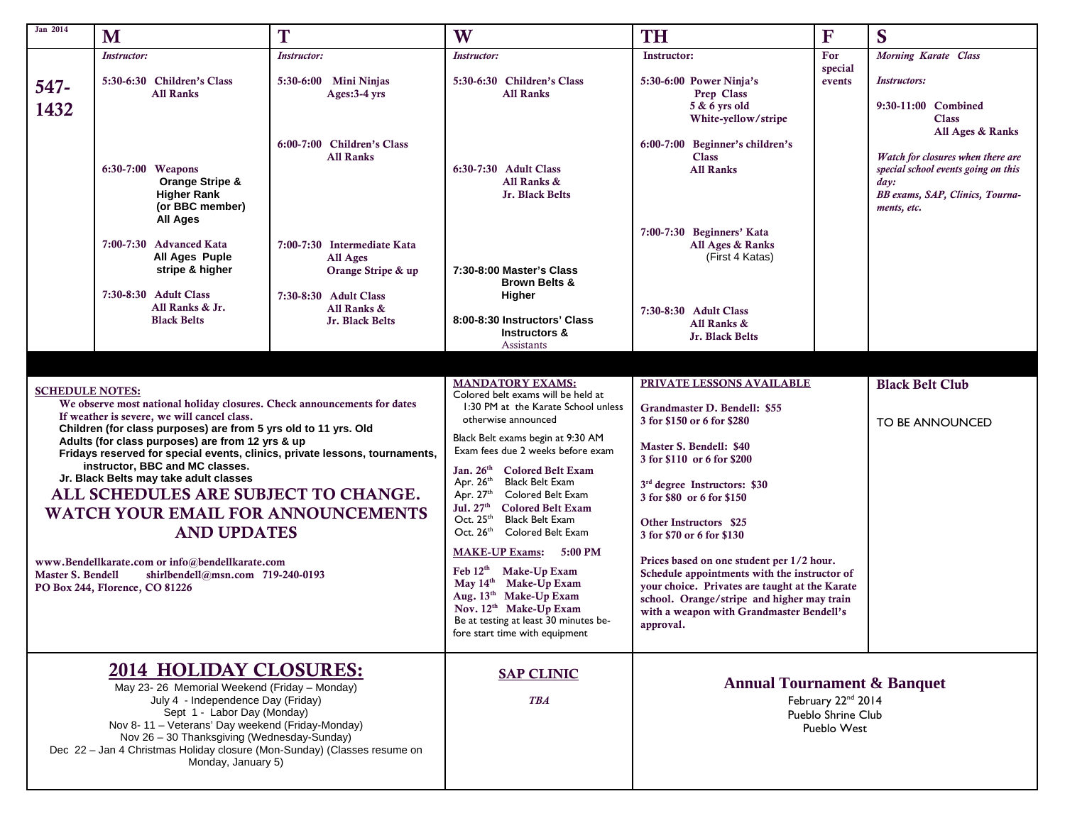| Jan 2014 | M | T | W | TH | F | S |
|---|---|---|---|---|---|---|
| 547-1432 | *Instructor:*<br><br>5:30-6:30 Children's Class All Ranks<br><br>6:30-7:00 Weapons Orange Stripe & Higher Rank (or BBC member) All Ages<br><br>7:00-7:30 Advanced Kata All Ages Puple stripe & higher<br><br>7:30-8:30 Adult Class All Ranks & Jr. Black Belts | *Instructor:*<br><br>5:30-6:00 Mini Ninjas Ages:3-4 yrs<br><br>6:00-7:00 Children's Class All Ranks<br><br>7:00-7:30 Intermediate Kata All Ages Orange Stripe & up<br><br>7:30-8:30 Adult Class All Ranks & Jr. Black Belts | *Instructor:*<br><br>5:30-6:30 Children's Class All Ranks<br><br>6:30-7:30 Adult Class All Ranks & Jr. Black Belts<br><br>7:30-8:00 Master's Class Brown Belts & Higher<br><br>8:00-8:30 Instructors' Class Instructors & Assistants | Instructor:<br><br>5:30-6:00 Power Ninja's Prep Class 5 & 6 yrs old White-yellow/stripe<br><br>6:00-7:00 Beginner's children's Class All Ranks<br><br>7:00-7:30 Beginners' Kata All Ages & Ranks (First 4 Katas)<br><br>7:30-8:30 Adult Class All Ranks & Jr. Black Belts | For special events | *Morning Karate Class*<br><br>*Instructors:*<br><br>9:30-11:00 Combined Class All Ages & Ranks<br><br>*Watch for closures when there are special school events going on this day: BB exams, SAP, Clinics, Tournaments, etc.* |

**SCHEDULE NOTES:**

We observe most national holiday closures. Check announcements for dates
If weather is severe, we will cancel class.
Children (for class purposes) are from 5 yrs old to 11 yrs. Old
Adults (for class purposes) are from 12 yrs & up
Fridays reserved for special events, clinics, private lessons, tournaments, instructor, BBC and MC classes.
Jr. Black Belts may take adult classes

## ALL SCHEDULES ARE SUBJECT TO CHANGE. WATCH YOUR EMAIL FOR ANNOUNCEMENTS AND UPDATES

www.Bendellkarate.com or info@bendellkarate.com
Master S. Bendell shirlbendell@msn.com 719-240-0193
PO Box 244, Florence, CO 81226

**MANDATORY EXAMS:**

Colored belt exams will be held at 1:30 PM at the Karate School unless otherwise announced

Black Belt exams begin at 9:30 AM
Exam fees due 2 weeks before exam

**Jan. 26th Colored Belt Exam**
Apr. 26th Black Belt Exam
Apr. 27th Colored Belt Exam
**Jul. 27th Colored Belt Exam**
Oct. 25th Black Belt Exam
Oct. 26th Colored Belt Exam

**MAKE-UP Exams: 5:00 PM**

**Feb 12th Make-Up Exam**
**May 14th Make-Up Exam**
**Aug. 13th Make-Up Exam**
**Nov. 12th Make-Up Exam**
Be at testing at least 30 minutes before start time with equipment

**PRIVATE LESSONS AVAILABLE**

**Grandmaster D. Bendell: $55**
**3 for $150 or 6 for $280**

**Master S. Bendell: $40**
**3 for $110 or 6 for $200**

**3rd degree Instructors: $30**
**3 for $80 or 6 for $150**

**Other Instructors $25**
**3 for $70 or 6 for $130**

**Prices based on one student per 1/2 hour. Schedule appointments with the instructor of your choice. Privates are taught at the Karate school. Orange/stripe and higher may train with a weapon with Grandmaster Bendell's approval.**

**Black Belt Club**

TO BE ANNOUNCED

## 2014 HOLIDAY CLOSURES:

May 23- 26 Memorial Weekend (Friday – Monday)
July 4 - Independence Day (Friday)
Sept 1 - Labor Day (Monday)
Nov 8- 11 – Veterans' Day weekend (Friday-Monday)
Nov 26 – 30 Thanksgiving (Wednesday-Sunday)
Dec 22 – Jan 4 Christmas Holiday closure (Mon-Sunday) (Classes resume on Monday, January 5)

**SAP CLINIC**

*TBA*

**Annual Tournament & Banquet**

February 22nd 2014
Pueblo Shrine Club
Pueblo West